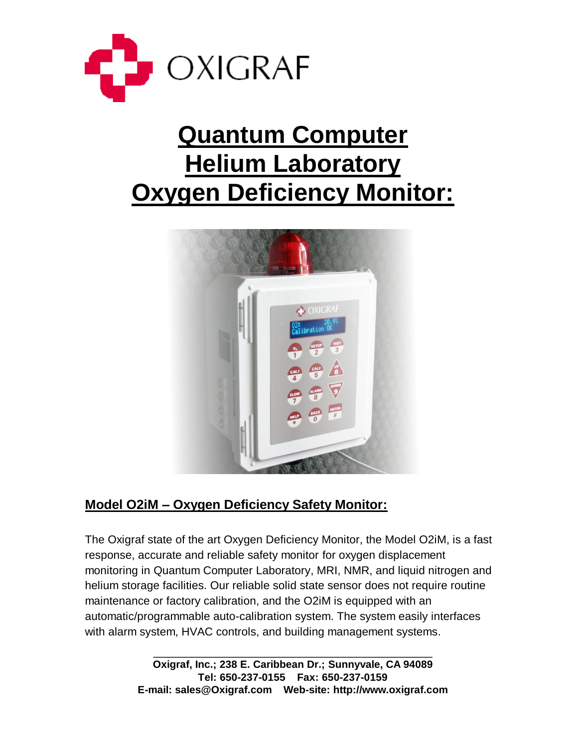OXIGRAF

# Quantum Computer Helium Laboratory Oxygen Deficiency Monitor:

## Model O2iM – Oxygen Deficiency Safety Monitor:

The Oxigraf state of the art Oxygen Deficiency Monitor, the Model O2iM, is a fast response, accurate and reliable safety monitor for oxygen displacement monitoring in Quantum Computer Laboratory, MRI, NMR, and liquid nitrogen and helium storage facilities. Our reliable solid state sensor does not require routine maintenance or factory calibration, and the O2iM is equipped with an automatic/programmable auto-calibration system. The system easily interfaces with alarm system, HVAC controls, and building management systems.

**Oxigraf, Inc.; 238 E. Caribbean Dr.; Sunnyvale, CA 94089**
**Tel: 650-237-0155 Fax: 650-237-0159**
**E-mail: sales@Oxigraf.com Web-site: http://www.oxigraf.com**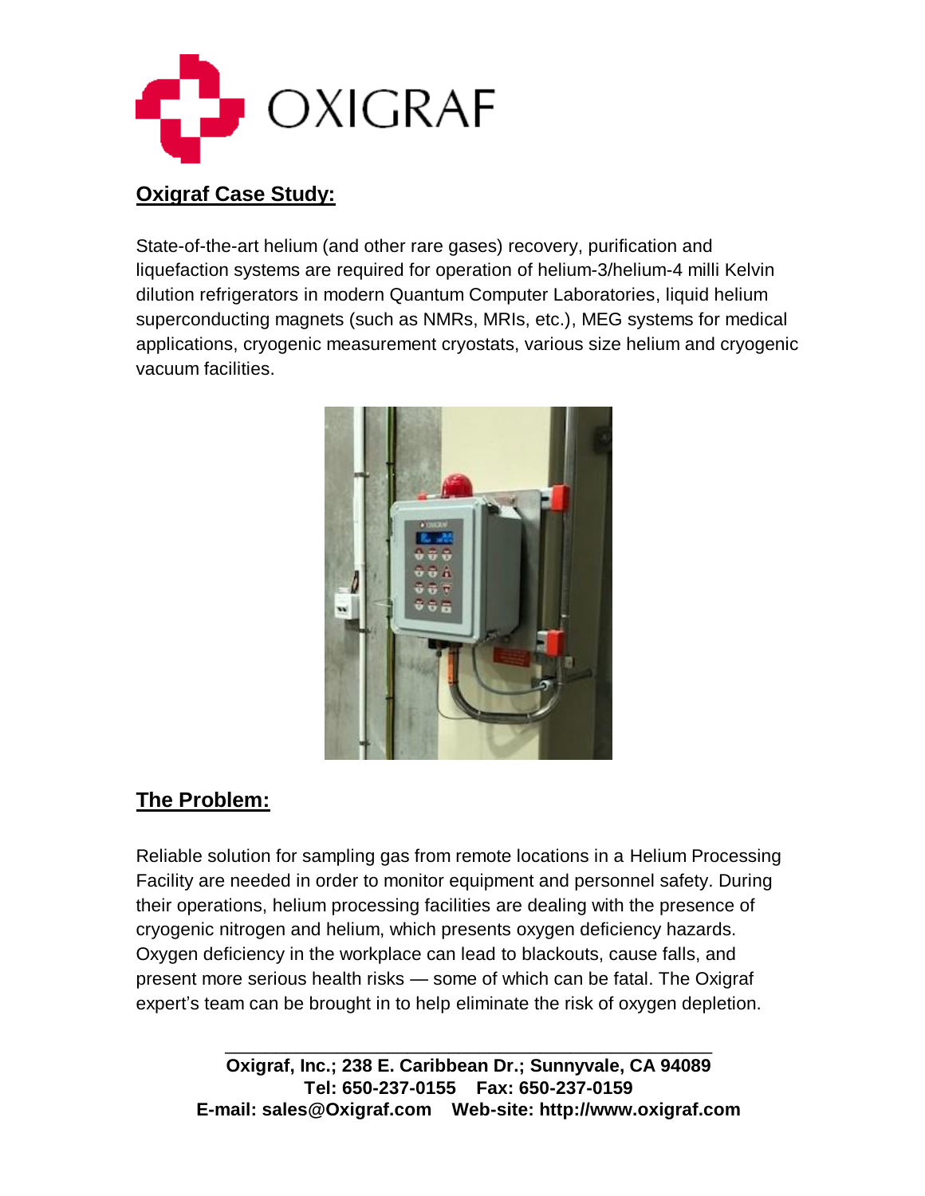## Oxigraf Case Study:

State-of-the-art helium (and other rare gases) recovery, purification and liquefaction systems are required for operation of helium-3/helium-4 milli Kelvin dilution refrigerators in modern Quantum Computer Laboratories, liquid helium superconducting magnets (such as NMRs, MRIs, etc.), MEG systems for medical applications, cryogenic measurement cryostats, various size helium and cryogenic vacuum facilities.

## The Problem:

Reliable solution for sampling gas from remote locations in a Helium Processing Facility are needed in order to monitor equipment and personnel safety. During their operations, helium processing facilities are dealing with the presence of cryogenic nitrogen and helium, which presents oxygen deficiency hazards. Oxygen deficiency in the workplace can lead to blackouts, cause falls, and present more serious health risks — some of which can be fatal. The Oxigraf expert's team can be brought in to help eliminate the risk of oxygen depletion.

**Oxigraf, Inc.; 238 E. Caribbean Dr.; Sunnyvale, CA 94089**
**Tel: 650-237-0155 Fax: 650-237-0159**
**E-mail: sales@Oxigraf.com Web-site: http://www.oxigraf.com**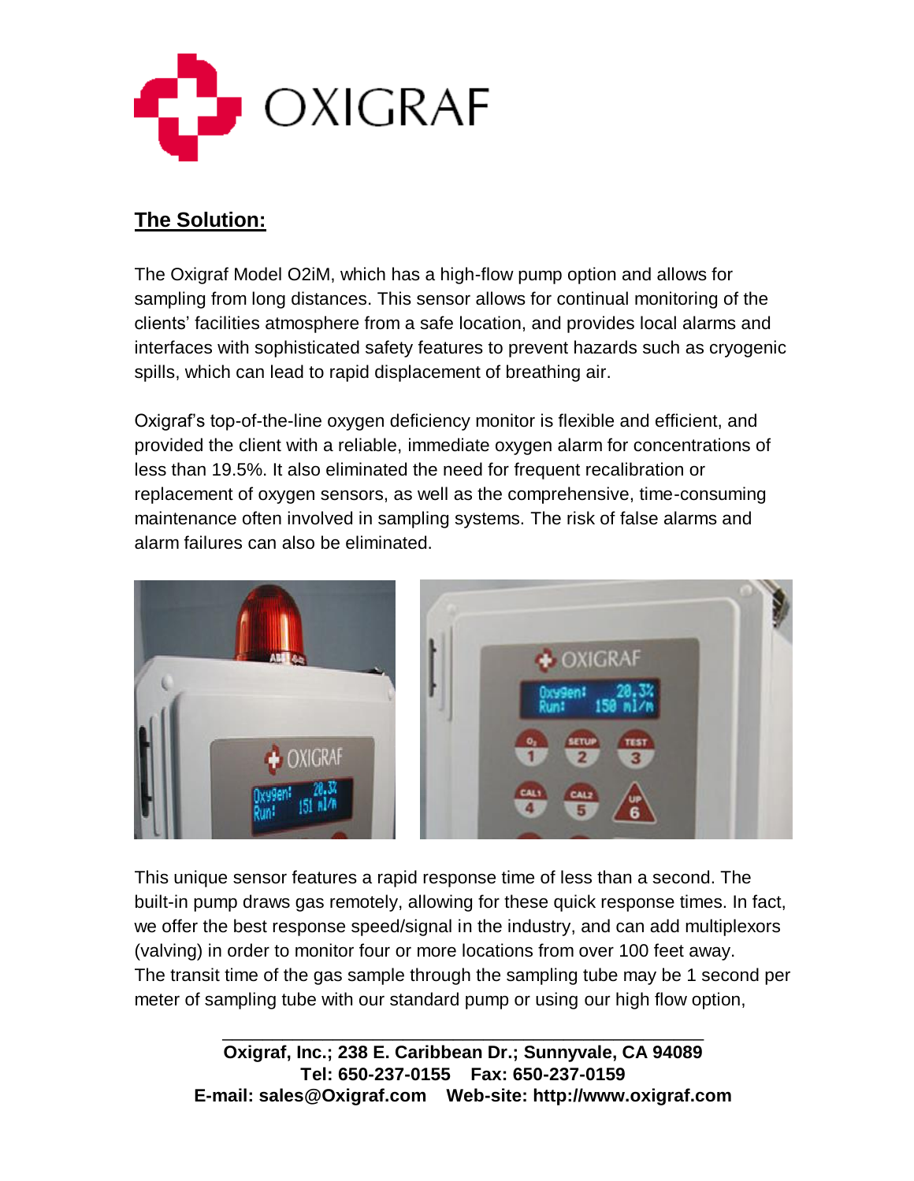## The Solution:

The Oxigraf Model O2iM, which has a high-flow pump option and allows for sampling from long distances. This sensor allows for continual monitoring of the clients' facilities atmosphere from a safe location, and provides local alarms and interfaces with sophisticated safety features to prevent hazards such as cryogenic spills, which can lead to rapid displacement of breathing air.

Oxigraf's top-of-the-line oxygen deficiency monitor is flexible and efficient, and provided the client with a reliable, immediate oxygen alarm for concentrations of less than 19.5%. It also eliminated the need for frequent recalibration or replacement of oxygen sensors, as well as the comprehensive, time-consuming maintenance often involved in sampling systems. The risk of false alarms and alarm failures can also be eliminated.

This unique sensor features a rapid response time of less than a second. The built-in pump draws gas remotely, allowing for these quick response times. In fact, we offer the best response speed/signal in the industry, and can add multiplexors (valving) in order to monitor four or more locations from over 100 feet away. The transit time of the gas sample through the sampling tube may be 1 second per meter of sampling tube with our standard pump or using our high flow option,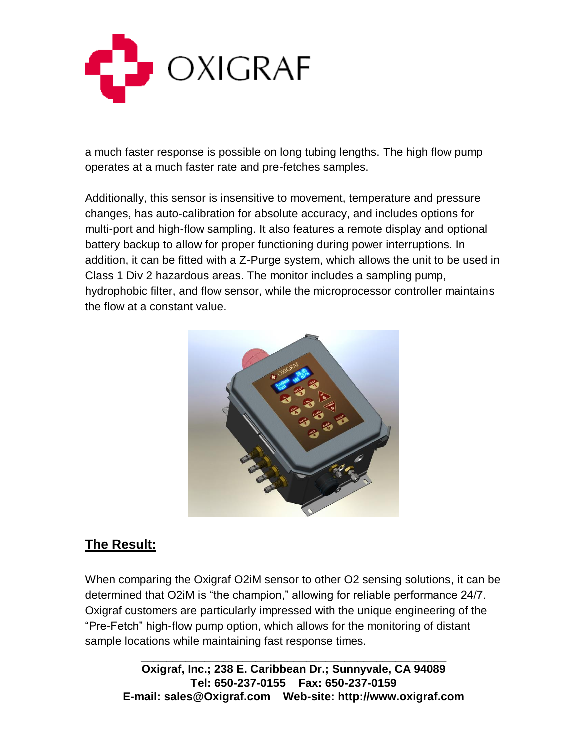a much faster response is possible on long tubing lengths. The high flow pump operates at a much faster rate and pre-fetches samples.

Additionally, this sensor is insensitive to movement, temperature and pressure changes, has auto-calibration for absolute accuracy, and includes options for multi-port and high-flow sampling. It also features a remote display and optional battery backup to allow for proper functioning during power interruptions. In addition, it can be fitted with a Z-Purge system, which allows the unit to be used in Class 1 Div 2 hazardous areas. The monitor includes a sampling pump, hydrophobic filter, and flow sensor, while the microprocessor controller maintains the flow at a constant value.

## The Result:

When comparing the Oxigraf O2iM sensor to other O2 sensing solutions, it can be determined that O2iM is "the champion," allowing for reliable performance 24/7. Oxigraf customers are particularly impressed with the unique engineering of the "Pre-Fetch" high-flow pump option, which allows for the monitoring of distant sample locations while maintaining fast response times.

**Oxigraf, Inc.; 238 E. Caribbean Dr.; Sunnyvale, CA 94089**
**Tel: 650-237-0155 Fax: 650-237-0159**
**E-mail: sales@Oxigraf.com Web-site: http://www.oxigraf.com**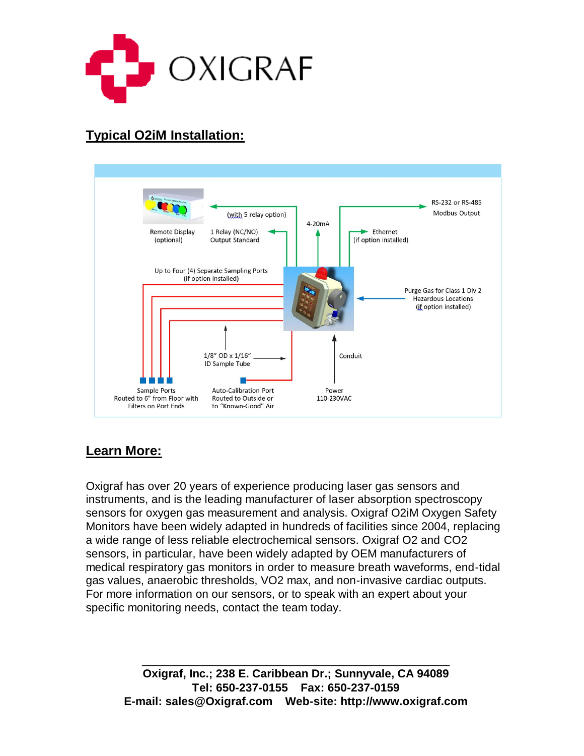OXIGRAF

## Typical O2iM Installation:

Remote Display
(optional)

(with 5 relay option)

1 Relay (NC/NO)
Output Standard

4-20mA

RS-232 or RS-485
Modbus Output

Ethernet
(if option installed)

Up to Four (4) Separate Sampling Ports
(if option installed)

Purge Gas for Class 1 Div 2
Hazardous Locations
(if option installed)

1/8" OD x 1/16"
ID Sample Tube

Conduit

Sample Ports
Routed to 6" from Floor with
Filters on Port Ends

Auto-Calibration Port
Routed to Outside or
to "Known-Good" Air

Power
110-230VAC

## Learn More:

Oxigraf has over 20 years of experience producing laser gas sensors and instruments, and is the leading manufacturer of laser absorption spectroscopy sensors for oxygen gas measurement and analysis. Oxigraf O2iM Oxygen Safety Monitors have been widely adapted in hundreds of facilities since 2004, replacing a wide range of less reliable electrochemical sensors. Oxigraf O2 and CO2 sensors, in particular, have been widely adapted by OEM manufacturers of medical respiratory gas monitors in order to measure breath waveforms, end-tidal gas values, anaerobic thresholds, VO2 max, and non-invasive cardiac outputs. For more information on our sensors, or to speak with an expert about your specific monitoring needs, contact the team today.

**Oxigraf, Inc.; 238 E. Caribbean Dr.; Sunnyvale, CA 94089**
**Tel: 650-237-0155 Fax: 650-237-0159**
**E-mail: sales@Oxigraf.com Web-site: http://www.oxigraf.com**